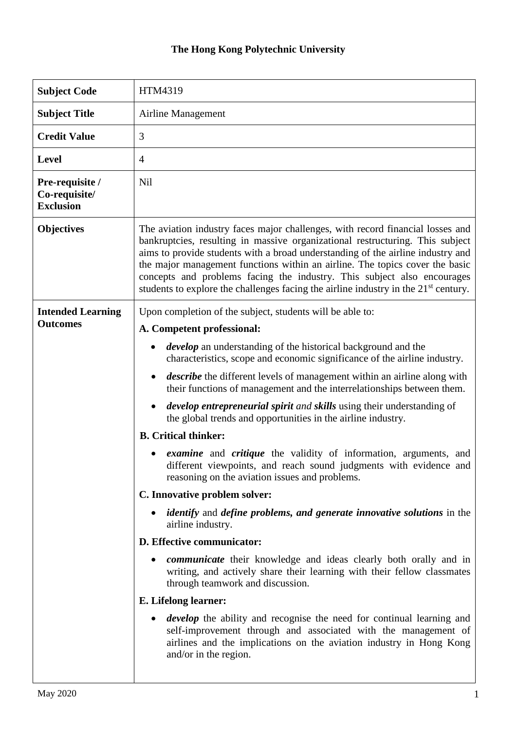# The Hong Kong Polytechnic University

| | |
|---|---|
| **Subject Code** | HTM4319 |
| **Subject Title** | Airline Management |
| **Credit Value** | 3 |
| **Level** | 4 |
| **Pre-requisite / Co-requisite/ Exclusion** | Nil |
| **Objectives** | The aviation industry faces major challenges, with record financial losses and bankruptcies, resulting in massive organizational restructuring. This subject aims to provide students with a broad understanding of the airline industry and the major management functions within an airline. The topics cover the basic concepts and problems facing the industry. This subject also encourages students to explore the challenges facing the airline industry in the 21st century. |
| **Intended Learning Outcomes** | Upon completion of the subject, students will be able to:<br>**A. Competent professional:**<br>• ***develop*** an understanding of the historical background and the characteristics, scope and economic significance of the airline industry.<br>• ***describe*** the different levels of management within an airline along with their functions of management and the interrelationships between them.<br>• ***develop entrepreneurial spirit*** *and* ***skills*** using their understanding of the global trends and opportunities in the airline industry.<br>**B. Critical thinker:**<br>• ***examine*** and ***critique*** the validity of information, arguments, and different viewpoints, and reach sound judgments with evidence and reasoning on the aviation issues and problems.<br>**C. Innovative problem solver:**<br>• ***identify*** and ***define problems, and generate innovative solutions*** in the airline industry.<br>**D. Effective communicator:**<br>• ***communicate*** their knowledge and ideas clearly both orally and in writing, and actively share their learning with their fellow classmates through teamwork and discussion.<br>**E. Lifelong learner:**<br>• ***develop*** the ability and recognise the need for continual learning and self-improvement through and associated with the management of airlines and the implications on the aviation industry in Hong Kong and/or in the region. |

May 2020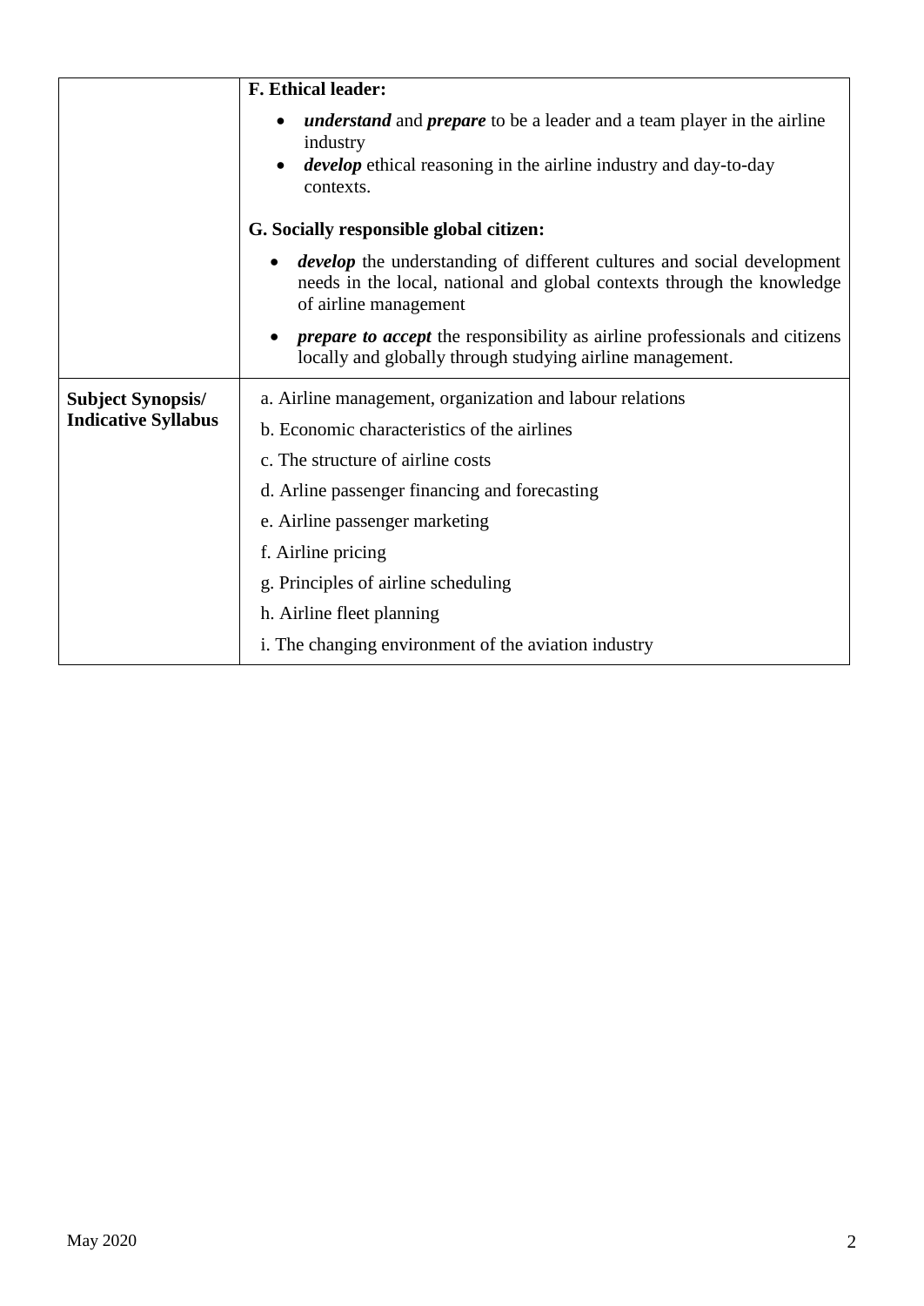| | |
|---|---|
| | **F. Ethical leader:**<br>• ***understand*** and ***prepare*** to be a leader and a team player in the airline industry<br>• ***develop*** ethical reasoning in the airline industry and day-to-day contexts.<br><br>**G. Socially responsible global citizen:**<br>• ***develop*** the understanding of different cultures and social development needs in the local, national and global contexts through the knowledge of airline management<br>• ***prepare to accept*** the responsibility as airline professionals and citizens locally and globally through studying airline management. |
| **Subject Synopsis/ Indicative Syllabus** | a. Airline management, organization and labour relations<br>b. Economic characteristics of the airlines<br>c. The structure of airline costs<br>d. Arline passenger financing and forecasting<br>e. Airline passenger marketing<br>f. Airline pricing<br>g. Principles of airline scheduling<br>h. Airline fleet planning<br>i. The changing environment of the aviation industry |

May 2020